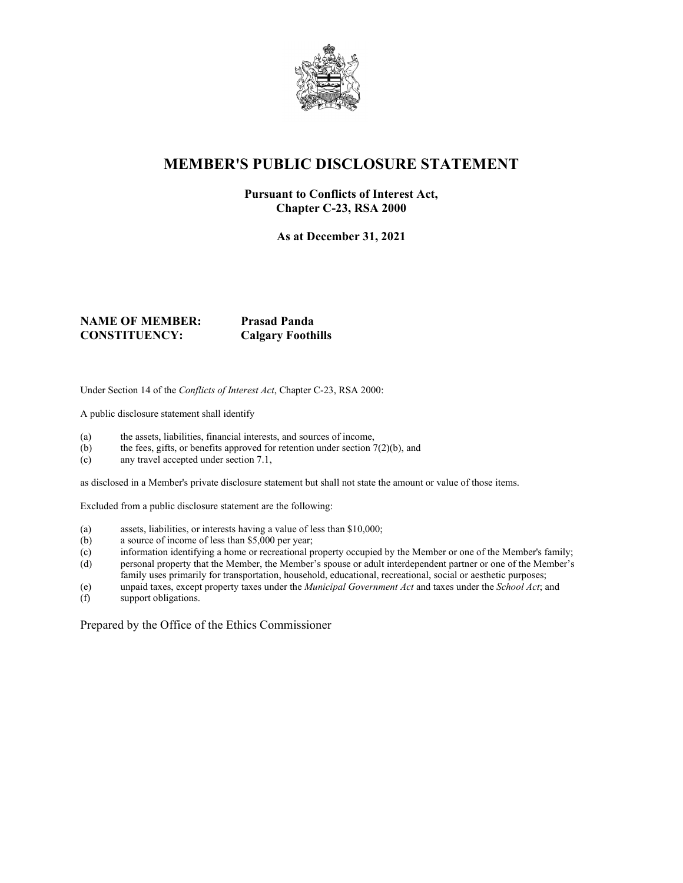# MEMBER'S PUBLIC DISCLOSURE STATEMENT

**Pursuant to Conflicts of Interest Act, Chapter C-23, RSA 2000**

**As at December 31, 2021**

**NAME OF MEMBER:** **Prasad Panda**
**CONSTITUENCY:** **Calgary Foothills**

Under Section 14 of the *Conflicts of Interest Act*, Chapter C-23, RSA 2000:

A public disclosure statement shall identify

(a) the assets, liabilities, financial interests, and sources of income,
(b) the fees, gifts, or benefits approved for retention under section 7(2)(b), and
(c) any travel accepted under section 7.1,

as disclosed in a Member's private disclosure statement but shall not state the amount or value of those items.

Excluded from a public disclosure statement are the following:

(a) assets, liabilities, or interests having a value of less than $10,000;
(b) a source of income of less than $5,000 per year;
(c) information identifying a home or recreational property occupied by the Member or one of the Member's family;
(d) personal property that the Member, the Member's spouse or adult interdependent partner or one of the Member's family uses primarily for transportation, household, educational, recreational, social or aesthetic purposes;
(e) unpaid taxes, except property taxes under the *Municipal Government Act* and taxes under the *School Act*; and
(f) support obligations.

Prepared by the Office of the Ethics Commissioner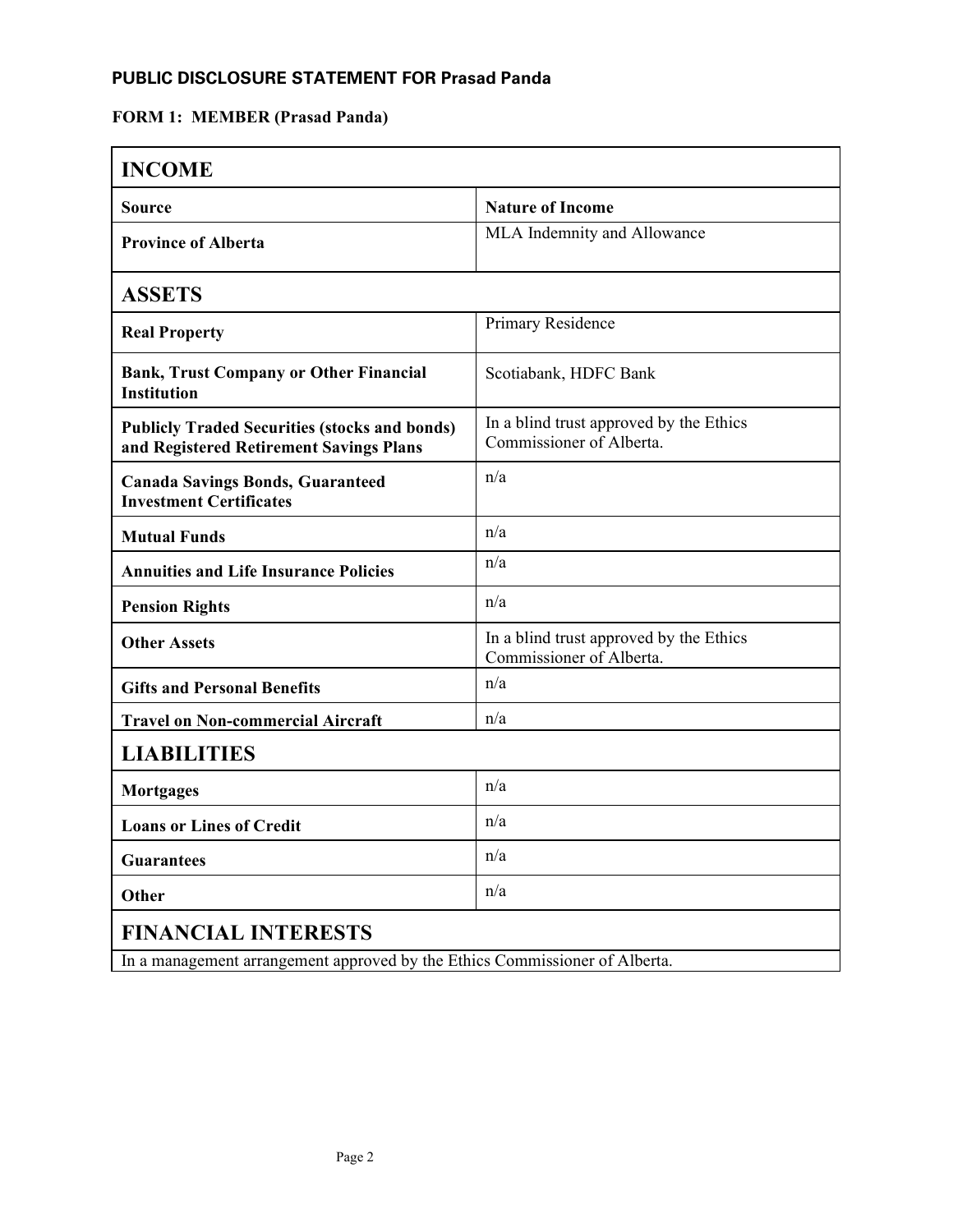## PUBLIC DISCLOSURE STATEMENT FOR Prasad Panda

### FORM 1: MEMBER (Prasad Panda)

| INCOME | |
|---|---|
| **Source** | **Nature of Income** |
| **Province of Alberta** | MLA Indemnity and Allowance |
| **ASSETS** | |
| **Real Property** | Primary Residence |
| **Bank, Trust Company or Other Financial Institution** | Scotiabank, HDFC Bank |
| **Publicly Traded Securities (stocks and bonds) and Registered Retirement Savings Plans** | In a blind trust approved by the Ethics Commissioner of Alberta. |
| **Canada Savings Bonds, Guaranteed Investment Certificates** | n/a |
| **Mutual Funds** | n/a |
| **Annuities and Life Insurance Policies** | n/a |
| **Pension Rights** | n/a |
| **Other Assets** | In a blind trust approved by the Ethics Commissioner of Alberta. |
| **Gifts and Personal Benefits** | n/a |
| **Travel on Non-commercial Aircraft** | n/a |
| **LIABILITIES** | |
| **Mortgages** | n/a |
| **Loans or Lines of Credit** | n/a |
| **Guarantees** | n/a |
| **Other** | n/a |
| **FINANCIAL INTERESTS** | |
| In a management arrangement approved by the Ethics Commissioner of Alberta. | |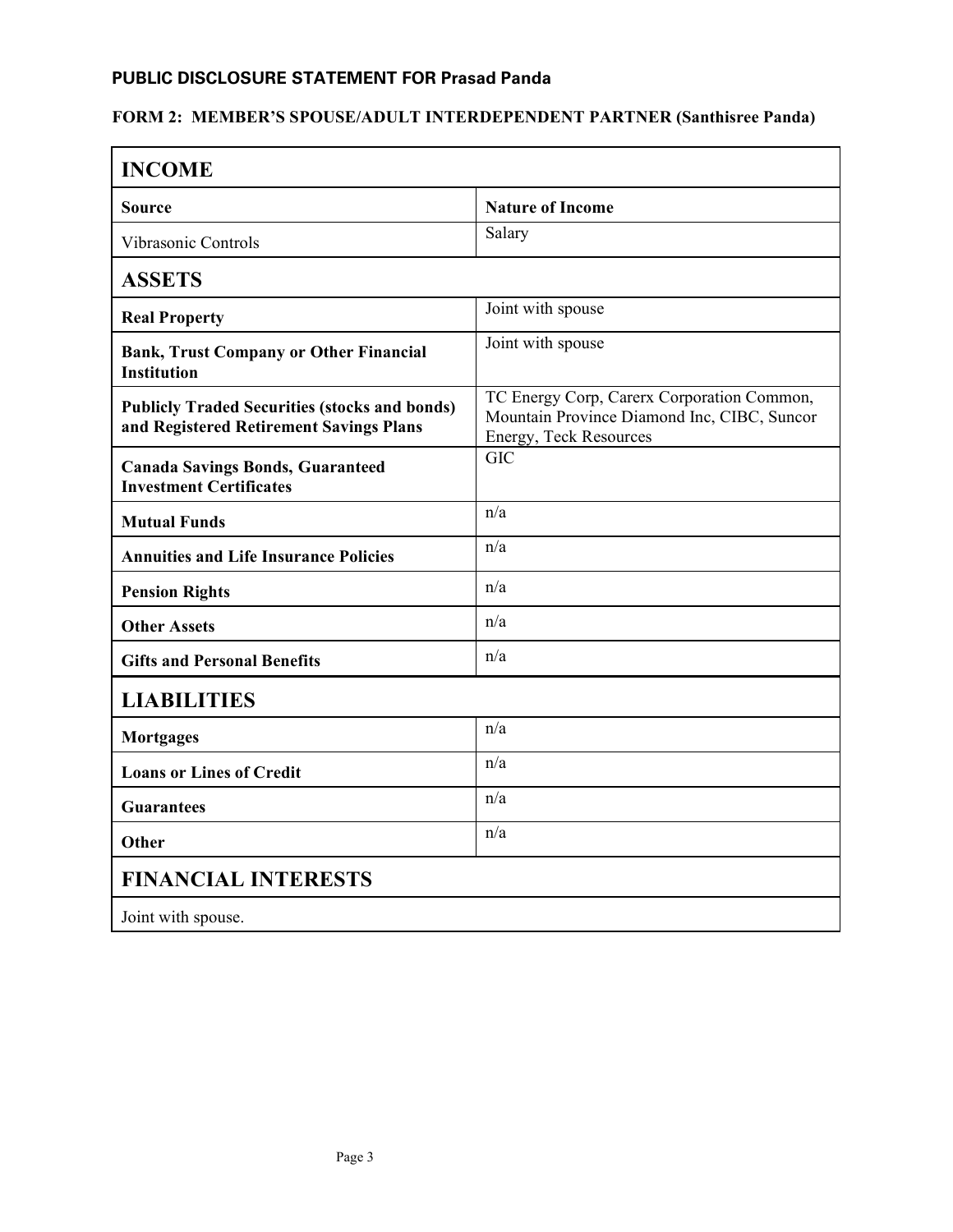### PUBLIC DISCLOSURE STATEMENT FOR Prasad Panda

**FORM 2: MEMBER'S SPOUSE/ADULT INTERDEPENDENT PARTNER (Santhisree Panda)**

| INCOME | |
|---|---|
| **Source** | **Nature of Income** |
| Vibrasonic Controls | Salary |
| **ASSETS** | |
| **Real Property** | Joint with spouse |
| **Bank, Trust Company or Other Financial Institution** | Joint with spouse |
| **Publicly Traded Securities (stocks and bonds) and Registered Retirement Savings Plans** | TC Energy Corp, Carerx Corporation Common, Mountain Province Diamond Inc, CIBC, Suncor Energy, Teck Resources |
| **Canada Savings Bonds, Guaranteed Investment Certificates** | GIC |
| **Mutual Funds** | n/a |
| **Annuities and Life Insurance Policies** | n/a |
| **Pension Rights** | n/a |
| **Other Assets** | n/a |
| **Gifts and Personal Benefits** | n/a |
| **LIABILITIES** | |
| **Mortgages** | n/a |
| **Loans or Lines of Credit** | n/a |
| **Guarantees** | n/a |
| **Other** | n/a |
| **FINANCIAL INTERESTS** | |
| Joint with spouse. | |